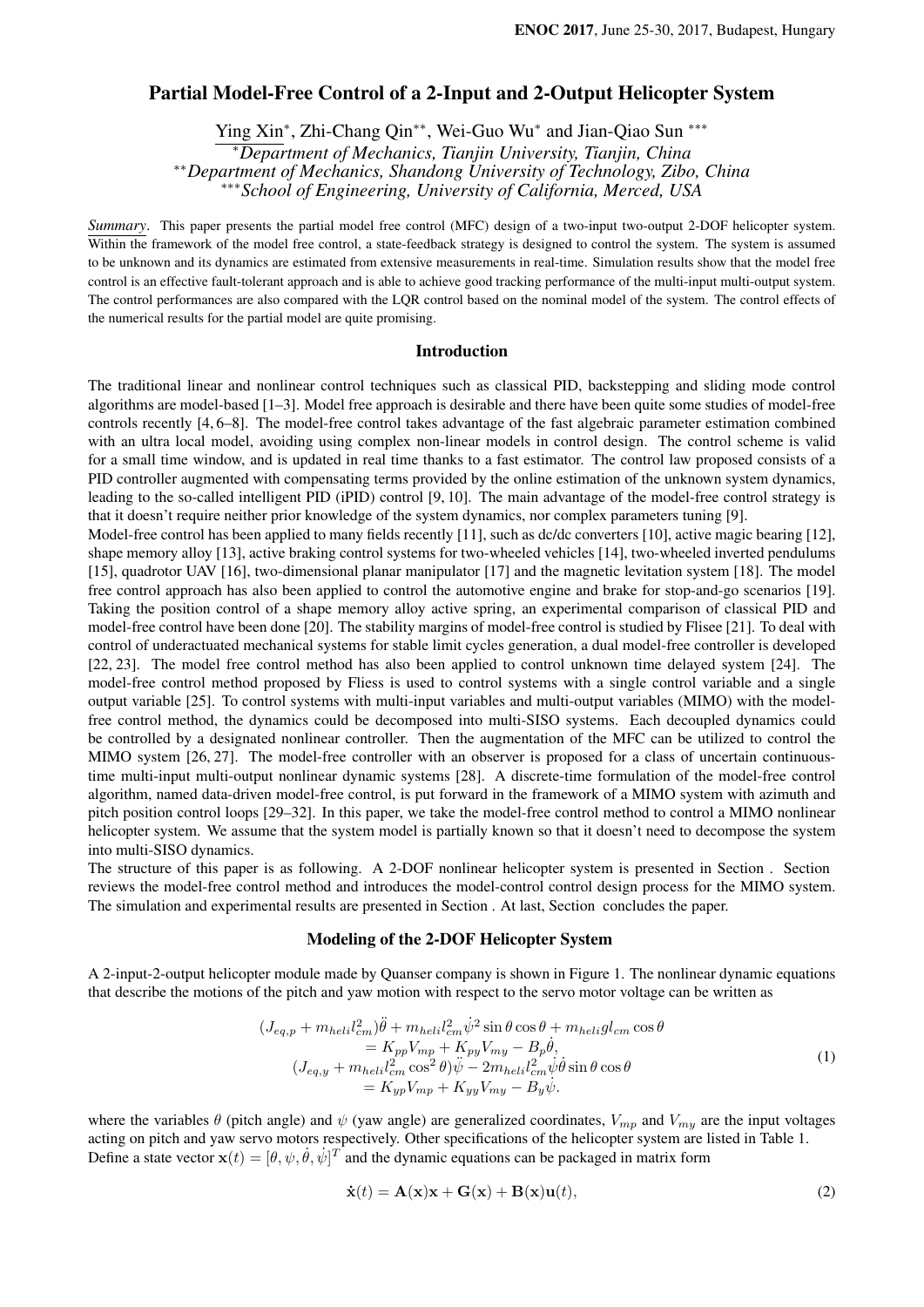# Partial Model-Free Control of a 2-Input and 2-Output Helicopter System

Ying Xin*, Zhi-Chang Qin**, Wei-Guo Wu* and Jian-Qiao Sun ***

*Department of Mechanics, Tianjin University, Tianjin, China

**Department of Mechanics, Shandong University of Technology, Zibo, China

***School of Engineering, University of California, Merced, USA

***Summary***. This paper presents the partial model free control (MFC) design of a two-input two-output 2-DOF helicopter system. Within the framework of the model free control, a state-feedback strategy is designed to control the system. The system is assumed to be unknown and its dynamics are estimated from extensive measurements in real-time. Simulation results show that the model free control is an effective fault-tolerant approach and is able to achieve good tracking performance of the multi-input multi-output system. The control performances are also compared with the LQR control based on the nominal model of the system. The control effects of the numerical results for the partial model are quite promising.

## Introduction

The traditional linear and nonlinear control techniques such as classical PID, backstepping and sliding mode control algorithms are model-based [1–3]. Model free approach is desirable and there have been quite some studies of model-free controls recently [4, 6–8]. The model-free control takes advantage of the fast algebraic parameter estimation combined with an ultra local model, avoiding using complex non-linear models in control design. The control scheme is valid for a small time window, and is updated in real time thanks to a fast estimator. The control law proposed consists of a PID controller augmented with compensating terms provided by the online estimation of the unknown system dynamics, leading to the so-called intelligent PID (iPID) control [9, 10]. The main advantage of the model-free control strategy is that it doesn't require neither prior knowledge of the system dynamics, nor complex parameters tuning [9].

Model-free control has been applied to many fields recently [11], such as dc/dc converters [10], active magic bearing [12], shape memory alloy [13], active braking control systems for two-wheeled vehicles [14], two-wheeled inverted pendulums [15], quadrotor UAV [16], two-dimensional planar manipulator [17] and the magnetic levitation system [18]. The model free control approach has also been applied to control the automotive engine and brake for stop-and-go scenarios [19]. Taking the position control of a shape memory alloy active spring, an experimental comparison of classical PID and model-free control have been done [20]. The stability margins of model-free control is studied by Flisee [21]. To deal with control of underactuated mechanical systems for stable limit cycles generation, a dual model-free controller is developed [22, 23]. The model free control method has also been applied to control unknown time delayed system [24]. The model-free control method proposed by Fliess is used to control systems with a single control variable and a single output variable [25]. To control systems with multi-input variables and multi-output variables (MIMO) with the model-free control method, the dynamics could be decomposed into multi-SISO systems. Each decoupled dynamics could be controlled by a designated nonlinear controller. Then the augmentation of the MFC can be utilized to control the MIMO system [26, 27]. The model-free controller with an observer is proposed for a class of uncertain continuous-time multi-input multi-output nonlinear dynamic systems [28]. A discrete-time formulation of the model-free control algorithm, named data-driven model-free control, is put forward in the framework of a MIMO system with azimuth and pitch position control loops [29–32]. In this paper, we take the model-free control method to control a MIMO nonlinear helicopter system. We assume that the system model is partially known so that it doesn't need to decompose the system into multi-SISO dynamics.

The structure of this paper is as following. A 2-DOF nonlinear helicopter system is presented in Section . Section reviews the model-free control method and introduces the model-control control design process for the MIMO system. The simulation and experimental results are presented in Section . At last, Section concludes the paper.

## Modeling of the 2-DOF Helicopter System

A 2-input-2-output helicopter module made by Quanser company is shown in Figure 1. The nonlinear dynamic equations that describe the motions of the pitch and yaw motion with respect to the servo motor voltage can be written as

$$
\begin{aligned}
(J_{eq,p} + m_{heli} l_{cm}^2)\ddot{\theta} + m_{heli} l_{cm}^2 \dot{\psi}^2 \sin\theta\cos\theta + m_{heli} g l_{cm}\cos\theta \\
= K_{pp}V_{mp} + K_{py}V_{my} - B_p\dot{\theta}, \\
(J_{eq,y} + m_{heli} l_{cm}^2\cos^2\theta)\ddot{\psi} - 2m_{heli} l_{cm}^2 \dot{\psi}\dot{\theta}\sin\theta\cos\theta \\
= K_{yp}V_{mp} + K_{yy}V_{my} - B_y\dot{\psi}.
\end{aligned}
\tag{1}
$$

where the variables $\theta$ (pitch angle) and $\psi$ (yaw angle) are generalized coordinates, $V_{mp}$ and $V_{my}$ are the input voltages acting on pitch and yaw servo motors respectively. Other specifications of the helicopter system are listed in Table 1.

Define a state vector $\mathbf{x}(t) = [\theta, \psi, \dot{\theta}, \dot{\psi}]^T$ and the dynamic equations can be packaged in matrix form

$$
\dot{\mathbf{x}}(t) = \mathbf{A}(\mathbf{x})\mathbf{x} + \mathbf{G}(\mathbf{x}) + \mathbf{B}(\mathbf{x})\mathbf{u}(t), \tag{2}
$$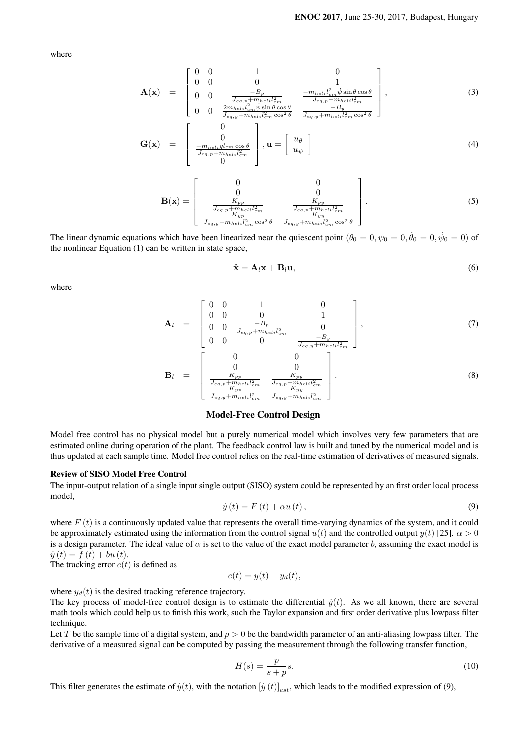where

$$
\mathbf{A}(\mathbf{x}) = \begin{bmatrix} 0 & 0 & 1 & 0 \\ 0 & 0 & 0 & 1 \\ 0 & 0 & \frac{-B_p}{J_{eq,p}+m_{heli}l_{cm}^2} & \frac{-m_{heli}l_{cm}^2\dot{\psi}\sin\theta\cos\theta}{J_{eq,p}+m_{heli}l_{cm}^2} \\ 0 & 0 & \frac{2m_{heli}l_{cm}^2\dot{\psi}\sin\theta\cos\theta}{J_{eq,y}+m_{heli}l_{cm}^2\cos^2\theta} & \frac{-B_y}{J_{eq,y}+m_{heli}l_{cm}^2\cos^2\theta} \end{bmatrix}, \tag{3}
$$

$$
\mathbf{G}(\mathbf{x}) = \begin{bmatrix} 0 \\ 0 \\ \frac{-m_{heli}gl_{cm}\cos\theta}{J_{eq,p}+m_{heli}l_{cm}^2} \\ 0 \end{bmatrix}, \mathbf{u} = \begin{bmatrix} u_\theta \\ u_\psi \end{bmatrix} \tag{4}
$$

$$
\mathbf{B}(\mathbf{x}) = \begin{bmatrix} 0 & 0 \\ 0 & 0 \\ \frac{K_{pp}}{J_{eq,p}+m_{heli}l_{cm}^2} & \frac{K_{py}}{J_{eq,p}+m_{heli}l_{cm}^2} \\ \frac{K_{yp}}{J_{eq,y}+m_{heli}l_{cm}^2\cos^2\theta} & \frac{K_{yy}}{J_{eq,y}+m_{heli}l_{cm}^2\cos^2\theta} \end{bmatrix}. \tag{5}
$$

The linear dynamic equations which have been linearized near the quiescent point ($\theta_0 = 0, \psi_0 = 0, \dot{\theta}_0 = 0, \dot{\psi}_0 = 0$) of the nonlinear Equation (1) can be written in state space,

$$
\dot{\mathbf{x}} = \mathbf{A}_l\mathbf{x} + \mathbf{B}_l\mathbf{u}, \tag{6}
$$

where

$$
\mathbf{A}_l = \begin{bmatrix} 0 & 0 & 1 & 0 \\ 0 & 0 & 0 & 1 \\ 0 & 0 & \frac{-B_p}{J_{eq,p}+m_{heli}l_{cm}^2} & 0 \\ 0 & 0 & 0 & \frac{-B_y}{J_{eq,y}+m_{heli}l_{cm}^2} \end{bmatrix}, \tag{7}
$$

$$
\mathbf{B}_l = \begin{bmatrix} 0 & 0 \\ 0 & 0 \\ \frac{K_{pp}}{J_{eq,p}+m_{heli}l_{cm}^2} & \frac{K_{py}}{J_{eq,p}+m_{heli}l_{cm}^2} \\ \frac{K_{yp}}{J_{eq,y}+m_{heli}l_{cm}^2} & \frac{K_{yy}}{J_{eq,y}+m_{heli}l_{cm}^2} \end{bmatrix}. \tag{8}
$$

## Model-Free Control Design

Model free control has no physical model but a purely numerical model which involves very few parameters that are estimated online during operation of the plant. The feedback control law is built and tuned by the numerical model and is thus updated at each sample time. Model free control relies on the real-time estimation of derivatives of measured signals.

### Review of SISO Model Free Control

The input-output relation of a single input single output (SISO) system could be represented by an first order local process model,

$$
\dot{y}(t) = F(t) + \alpha u(t), \tag{9}
$$

where $F(t)$ is a continuously updated value that represents the overall time-varying dynamics of the system, and it could be approximately estimated using the information from the control signal $u(t)$ and the controlled output $y(t)$ [25]. $\alpha > 0$ is a design parameter. The ideal value of $\alpha$ is set to the value of the exact model parameter $b$, assuming the exact model is $\dot{y}(t) = f(t) + bu(t)$.

The tracking error $e(t)$ is defined as

$$
e(t) = y(t) - y_d(t),
$$

where $y_d(t)$ is the desired tracking reference trajectory.

The key process of model-free control design is to estimate the differential $\dot{y}(t)$. As we all known, there are several math tools which could help us to finish this work, such the Taylor expansion and first order derivative plus lowpass filter technique.

Let $T$ be the sample time of a digital system, and $p > 0$ be the bandwidth parameter of an anti-aliasing lowpass filter. The derivative of a measured signal can be computed by passing the measurement through the following transfer function,

$$
H(s) = \frac{p}{s+p}s. \tag{10}
$$

This filter generates the estimate of $\dot{y}(t)$, with the notation $[\dot{y}(t)]_{est}$, which leads to the modified expression of (9),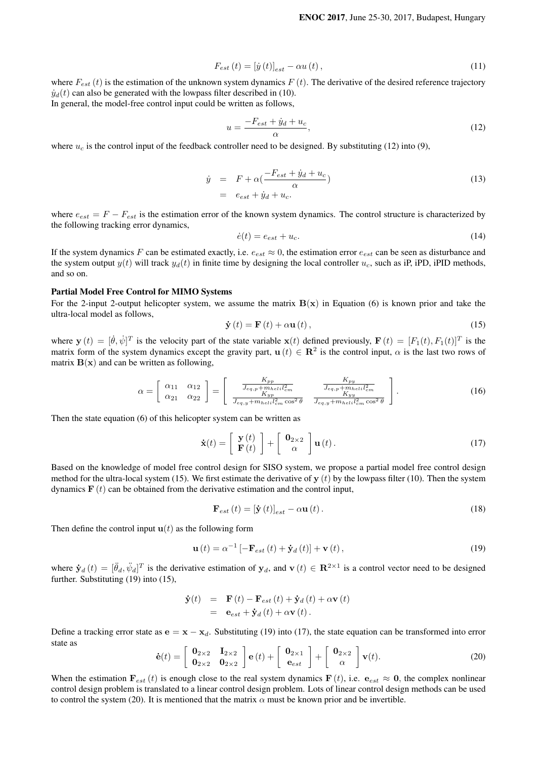$$F_{est}(t) = [\dot{y}(t)]_{est} - \alpha u(t), \tag{11}$$

where $F_{est}(t)$ is the estimation of the unknown system dynamics $F(t)$. The derivative of the desired reference trajectory $\dot{y}_d(t)$ can also be generated with the lowpass filter described in (10).
In general, the model-free control input could be written as follows,

$$u = \frac{-F_{est} + \dot{y}_d + u_c}{\alpha}, \tag{12}$$

where $u_c$ is the control input of the feedback controller need to be designed. By substituting (12) into (9),

$$\begin{aligned} \dot{y} &= F + \alpha\left(\frac{-F_{est} + \dot{y}_d + u_c}{\alpha}\right) \\ &= e_{est} + \dot{y}_d + u_c. \end{aligned} \tag{13}$$

where $e_{est} = F - F_{est}$ is the estimation error of the known system dynamics. The control structure is characterized by the following tracking error dynamics,

$$\dot{e}(t) = e_{est} + u_c. \tag{14}$$

If the system dynamics $F$ can be estimated exactly, i.e. $e_{est} \approx 0$, the estimation error $e_{est}$ can be seen as disturbance and the system output $y(t)$ will track $y_d(t)$ in finite time by designing the local controller $u_c$, such as iP, iPD, iPID methods, and so on.

**Partial Model Free Control for MIMO Systems**

For the 2-input 2-output helicopter system, we assume the matrix $\mathbf{B}(\mathbf{x})$ in Equation (6) is known prior and take the ultra-local model as follows,

$$\dot{\mathbf{y}}(t) = \mathbf{F}(t) + \alpha \mathbf{u}(t), \tag{15}$$

where $\mathbf{y}(t) = [\dot{\theta}, \dot{\psi}]^T$ is the velocity part of the state variable $\mathbf{x}(t)$ defined previously, $\mathbf{F}(t) = [F_1(t), F_1(t)]^T$ is the matrix form of the system dynamics except the gravity part, $\mathbf{u}(t) \in \mathbf{R}^2$ is the control input, $\alpha$ is the last two rows of matrix $\mathbf{B}(\mathbf{x})$ and can be written as following,

$$\alpha = \begin{bmatrix} \alpha_{11} & \alpha_{12} \\ \alpha_{21} & \alpha_{22} \end{bmatrix} = \begin{bmatrix} \frac{K_{pp}}{J_{eq,p} + m_{heli} l_{cm}^2} & \frac{K_{py}}{J_{eq,p} + m_{heli} l_{cm}^2} \\ \frac{K_{yp}}{J_{eq,y} + m_{heli} l_{cm}^2 \cos^2\theta} & \frac{K_{yy}}{J_{eq,y} + m_{heli} l_{cm}^2 \cos^2\theta} \end{bmatrix}. \tag{16}$$

Then the state equation (6) of this helicopter system can be written as

$$\dot{\mathbf{x}}(t) = \begin{bmatrix} \mathbf{y}(t) \\ \mathbf{F}(t) \end{bmatrix} + \begin{bmatrix} \mathbf{0}_{2\times 2} \\ \alpha \end{bmatrix} \mathbf{u}(t). \tag{17}$$

Based on the knowledge of model free control design for SISO system, we propose a partial model free control design method for the ultra-local system (15). We first estimate the derivative of $\mathbf{y}(t)$ by the lowpass filter (10). Then the system dynamics $\mathbf{F}(t)$ can be obtained from the derivative estimation and the control input,

$$\mathbf{F}_{est}(t) = [\dot{\mathbf{y}}(t)]_{est} - \alpha \mathbf{u}(t). \tag{18}$$

Then define the control input $\mathbf{u}(t)$ as the following form

$$\mathbf{u}(t) = \alpha^{-1}[-\mathbf{F}_{est}(t) + \dot{\mathbf{y}}_d(t)] + \mathbf{v}(t), \tag{19}$$

where $\dot{\mathbf{y}}_d(t) = [\ddot{\theta}_d, \ddot{\psi}_d]^T$ is the derivative estimation of $\mathbf{y}_d$, and $\mathbf{v}(t) \in \mathbf{R}^{2\times 1}$ is a control vector need to be designed further. Substituting (19) into (15),

$$\begin{aligned} \dot{\mathbf{y}}(t) &= \mathbf{F}(t) - \mathbf{F}_{est}(t) + \dot{\mathbf{y}}_d(t) + \alpha \mathbf{v}(t) \\ &= \mathbf{e}_{est} + \dot{\mathbf{y}}_d(t) + \alpha \mathbf{v}(t). \end{aligned}$$

Define a tracking error state as $\mathbf{e} = \mathbf{x} - \mathbf{x}_d$. Substituting (19) into (17), the state equation can be transformed into error state as

$$\dot{\mathbf{e}}(t) = \begin{bmatrix} \mathbf{0}_{2\times 2} & \mathbf{I}_{2\times 2} \\ \mathbf{0}_{2\times 2} & \mathbf{0}_{2\times 2} \end{bmatrix} \mathbf{e}(t) + \begin{bmatrix} \mathbf{0}_{2\times 1} \\ \mathbf{e}_{est} \end{bmatrix} + \begin{bmatrix} \mathbf{0}_{2\times 2} \\ \alpha \end{bmatrix} \mathbf{v}(t). \tag{20}$$

When the estimation $\mathbf{F}_{est}(t)$ is enough close to the real system dynamics $\mathbf{F}(t)$, i.e. $\mathbf{e}_{est} \approx \mathbf{0}$, the complex nonlinear control design problem is translated to a linear control design problem. Lots of linear control design methods can be used to control the system (20). It is mentioned that the matrix $\alpha$ must be known prior and be invertible.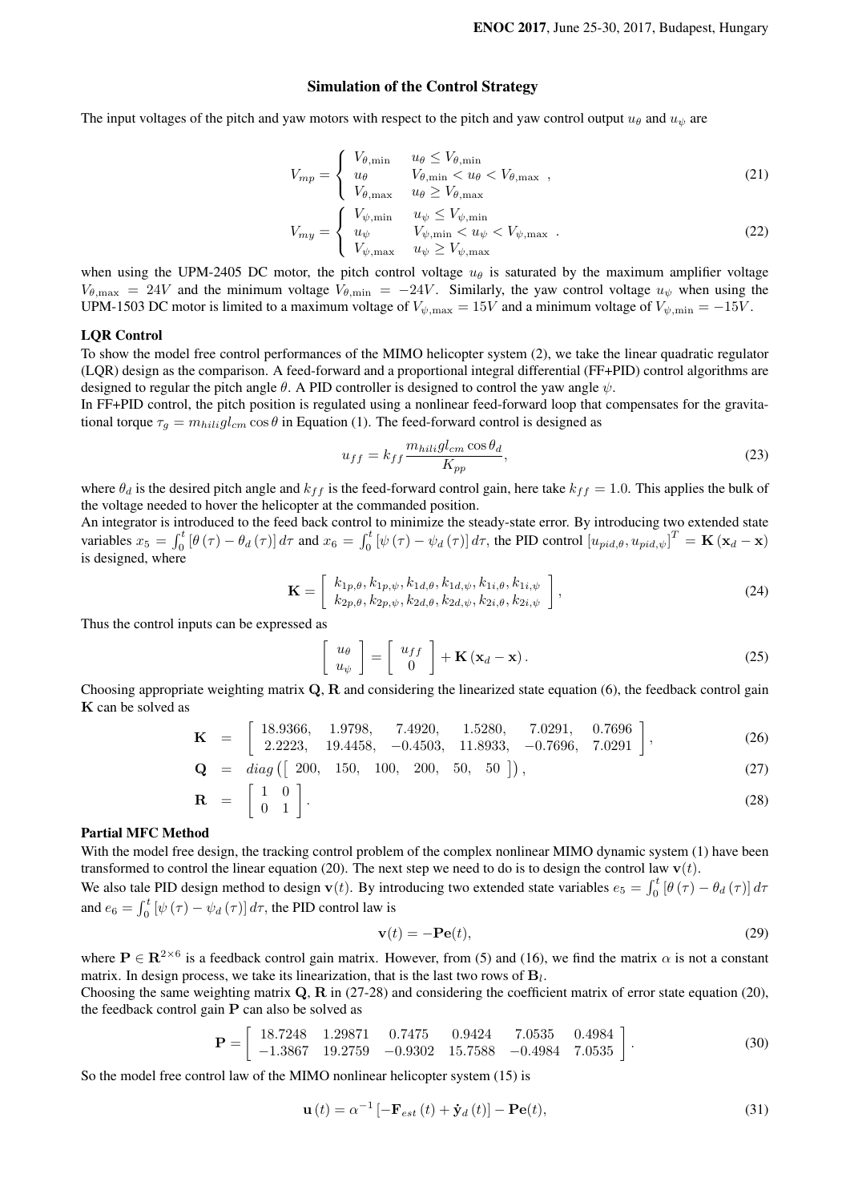## Simulation of the Control Strategy

The input voltages of the pitch and yaw motors with respect to the pitch and yaw control output $u_\theta$ and $u_\psi$ are

$$V_{mp} = \begin{cases} V_{\theta,\min} & u_\theta \le V_{\theta,\min} \\ u_\theta & V_{\theta,\min} < u_\theta < V_{\theta,\max} \\ V_{\theta,\max} & u_\theta \ge V_{\theta,\max} \end{cases}, \tag{21}$$

$$V_{my} = \begin{cases} V_{\psi,\min} & u_\psi \le V_{\psi,\min} \\ u_\psi & V_{\psi,\min} < u_\psi < V_{\psi,\max} \\ V_{\psi,\max} & u_\psi \ge V_{\psi,\max} \end{cases}. \tag{22}$$

when using the UPM-2405 DC motor, the pitch control voltage $u_\theta$ is saturated by the maximum amplifier voltage $V_{\theta,\max} = 24V$ and the minimum voltage $V_{\theta,\min} = -24V$. Similarly, the yaw control voltage $u_\psi$ when using the UPM-1503 DC motor is limited to a maximum voltage of $V_{\psi,\max} = 15V$ and a minimum voltage of $V_{\psi,\min} = -15V$.

### LQR Control

To show the model free control performances of the MIMO helicopter system (2), we take the linear quadratic regulator (LQR) design as the comparison. A feed-forward and a proportional integral differential (FF+PID) control algorithms are designed to regular the pitch angle $\theta$. A PID controller is designed to control the yaw angle $\psi$.

In FF+PID control, the pitch position is regulated using a nonlinear feed-forward loop that compensates for the gravitational torque $\tau_g = m_{hili} g l_{cm} \cos\theta$ in Equation (1). The feed-forward control is designed as

$$u_{ff} = k_{ff} \frac{m_{hili} g l_{cm} \cos\theta_d}{K_{pp}}, \tag{23}$$

where $\theta_d$ is the desired pitch angle and $k_{ff}$ is the feed-forward control gain, here take $k_{ff} = 1.0$. This applies the bulk of the voltage needed to hover the helicopter at the commanded position.

An integrator is introduced to the feed back control to minimize the steady-state error. By introducing two extended state variables $x_5 = \int_0^t [\theta(\tau) - \theta_d(\tau)]\, d\tau$ and $x_6 = \int_0^t [\psi(\tau) - \psi_d(\tau)]\, d\tau$, the PID control $[u_{pid,\theta}, u_{pid,\psi}]^T = \mathbf{K}(\mathbf{x}_d - \mathbf{x})$ is designed, where

$$\mathbf{K} = \begin{bmatrix} k_{1p,\theta}, k_{1p,\psi}, k_{1d,\theta}, k_{1d,\psi}, k_{1i,\theta}, k_{1i,\psi} \\ k_{2p,\theta}, k_{2p,\psi}, k_{2d,\theta}, k_{2d,\psi}, k_{2i,\theta}, k_{2i,\psi} \end{bmatrix}, \tag{24}$$

Thus the control inputs can be expressed as

$$\begin{bmatrix} u_\theta \\ u_\psi \end{bmatrix} = \begin{bmatrix} u_{ff} \\ 0 \end{bmatrix} + \mathbf{K}(\mathbf{x}_d - \mathbf{x}). \tag{25}$$

Choosing appropriate weighting matrix $\mathbf{Q}, \mathbf{R}$ and considering the linearized state equation (6), the feedback control gain $\mathbf{K}$ can be solved as

$$\mathbf{K} = \begin{bmatrix} 18.9366, & 1.9798, & 7.4920, & 1.5280, & 7.0291, & 0.7696 \\ 2.2223, & 19.4458, & -0.4503, & 11.8933, & -0.7696, & 7.0291 \end{bmatrix}, \tag{26}$$

$$\mathbf{Q} = diag\left(\begin{bmatrix} 200, & 150, & 100, & 200, & 50, & 50 \end{bmatrix}\right), \tag{27}$$

$$\mathbf{R} = \begin{bmatrix} 1 & 0 \\ 0 & 1 \end{bmatrix}. \tag{28}$$

### Partial MFC Method

With the model free design, the tracking control problem of the complex nonlinear MIMO dynamic system (1) have been transformed to control the linear equation (20). The next step we need to do is to design the control law $\mathbf{v}(t)$.

We also tale PID design method to design $\mathbf{v}(t)$. By introducing two extended state variables $e_5 = \int_0^t [\theta(\tau) - \theta_d(\tau)]\, d\tau$ and $e_6 = \int_0^t [\psi(\tau) - \psi_d(\tau)]\, d\tau$, the PID control law is

$$\mathbf{v}(t) = -\mathbf{P}\mathbf{e}(t), \tag{29}$$

where $\mathbf{P} \in \mathbf{R}^{2\times 6}$ is a feedback control gain matrix. However, from (5) and (16), we find the matrix $\alpha$ is not a constant matrix. In design process, we take its linearization, that is the last two rows of $\mathbf{B}_l$.

Choosing the same weighting matrix $\mathbf{Q}, \mathbf{R}$ in (27-28) and considering the coefficient matrix of error state equation (20), the feedback control gain $\mathbf{P}$ can also be solved as

$$\mathbf{P} = \begin{bmatrix} 18.7248 & 1.29871 & 0.7475 & 0.9424 & 7.0535 & 0.4984 \\ -1.3867 & 19.2759 & -0.9302 & 15.7588 & -0.4984 & 7.0535 \end{bmatrix}. \tag{30}$$

So the model free control law of the MIMO nonlinear helicopter system (15) is

$$\mathbf{u}(t) = \alpha^{-1}\left[-\mathbf{F}_{est}(t) + \dot{\mathbf{y}}_d(t)\right] - \mathbf{P}\mathbf{e}(t), \tag{31}$$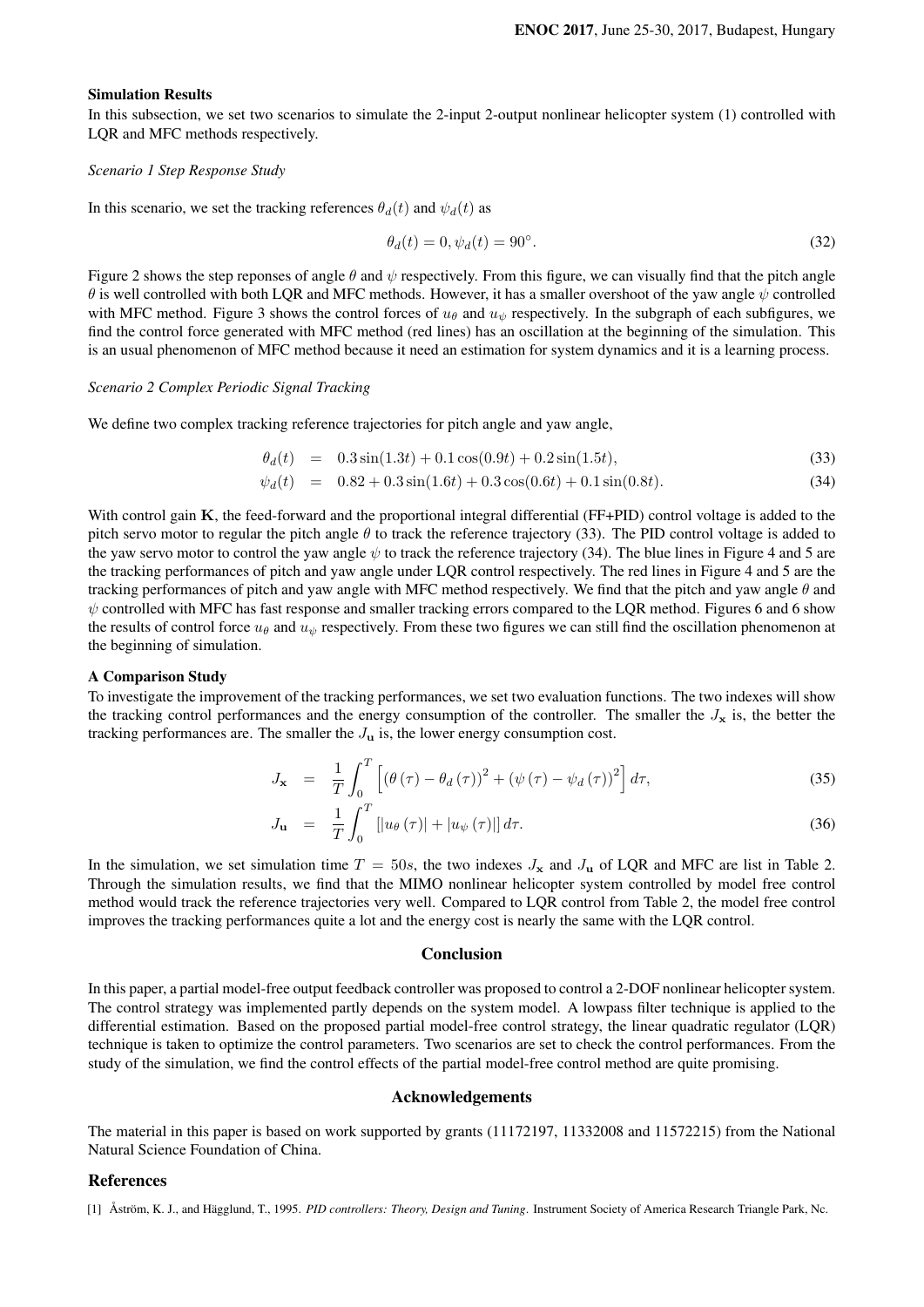**Simulation Results**

In this subsection, we set two scenarios to simulate the 2-input 2-output nonlinear helicopter system (1) controlled with LQR and MFC methods respectively.

*Scenario 1 Step Response Study*

In this scenario, we set the tracking references $\theta_d(t)$ and $\psi_d(t)$ as

$$\theta_d(t) = 0, \psi_d(t) = 90^\circ. \tag{32}$$

Figure 2 shows the step reponses of angle $\theta$ and $\psi$ respectively. From this figure, we can visually find that the pitch angle $\theta$ is well controlled with both LQR and MFC methods. However, it has a smaller overshoot of the yaw angle $\psi$ controlled with MFC method. Figure 3 shows the control forces of $u_\theta$ and $u_\psi$ respectively. In the subgraph of each subfigures, we find the control force generated with MFC method (red lines) has an oscillation at the beginning of the simulation. This is an usual phenomenon of MFC method because it need an estimation for system dynamics and it is a learning process.

*Scenario 2 Complex Periodic Signal Tracking*

We define two complex tracking reference trajectories for pitch angle and yaw angle,

$$\theta_d(t) = 0.3\sin(1.3t) + 0.1\cos(0.9t) + 0.2\sin(1.5t), \tag{33}$$

$$\psi_d(t) = 0.82 + 0.3\sin(1.6t) + 0.3\cos(0.6t) + 0.1\sin(0.8t). \tag{34}$$

With control gain $\mathbf{K}$, the feed-forward and the proportional integral differential (FF+PID) control voltage is added to the pitch servo motor to regular the pitch angle $\theta$ to track the reference trajectory (33). The PID control voltage is added to the yaw servo motor to control the yaw angle $\psi$ to track the reference trajectory (34). The blue lines in Figure 4 and 5 are the tracking performances of pitch and yaw angle under LQR control respectively. The red lines in Figure 4 and 5 are the tracking performances of pitch and yaw angle with MFC method respectively. We find that the pitch and yaw angle $\theta$ and $\psi$ controlled with MFC has fast response and smaller tracking errors compared to the LQR method. Figures 6 and 6 show the results of control force $u_\theta$ and $u_\psi$ respectively. From these two figures we can still find the oscillation phenomenon at the beginning of simulation.

**A Comparison Study**

To investigate the improvement of the tracking performances, we set two evaluation functions. The two indexes will show the tracking control performances and the energy consumption of the controller. The smaller the $J_{\mathbf{x}}$ is, the better the tracking performances are. The smaller the $J_{\mathbf{u}}$ is, the lower energy consumption cost.

$$J_{\mathbf{x}} = \frac{1}{T}\int_0^T \left[ \left(\theta\left(\tau\right) - \theta_d\left(\tau\right)\right)^2 + \left(\psi\left(\tau\right) - \psi_d\left(\tau\right)\right)^2 \right] d\tau, \tag{35}$$

$$J_{\mathbf{u}} = \frac{1}{T}\int_0^T \left[ \left|u_\theta\left(\tau\right)\right| + \left|u_\psi\left(\tau\right)\right| \right] d\tau. \tag{36}$$

In the simulation, we set simulation time $T = 50s$, the two indexes $J_{\mathbf{x}}$ and $J_{\mathbf{u}}$ of LQR and MFC are list in Table 2. Through the simulation results, we find that the MIMO nonlinear helicopter system controlled by model free control method would track the reference trajectories very well. Compared to LQR control from Table 2, the model free control improves the tracking performances quite a lot and the energy cost is nearly the same with the LQR control.

## Conclusion

In this paper, a partial model-free output feedback controller was proposed to control a 2-DOF nonlinear helicopter system. The control strategy was implemented partly depends on the system model. A lowpass filter technique is applied to the differential estimation. Based on the proposed partial model-free control strategy, the linear quadratic regulator (LQR) technique is taken to optimize the control parameters. Two scenarios are set to check the control performances. From the study of the simulation, we find the control effects of the partial model-free control method are quite promising.

## Acknowledgements

The material in this paper is based on work supported by grants (11172197, 11332008 and 11572215) from the National Natural Science Foundation of China.

## References

[1] Åström, K. J., and Hägglund, T., 1995. *PID controllers: Theory, Design and Tuning*. Instrument Society of America Research Triangle Park, Nc.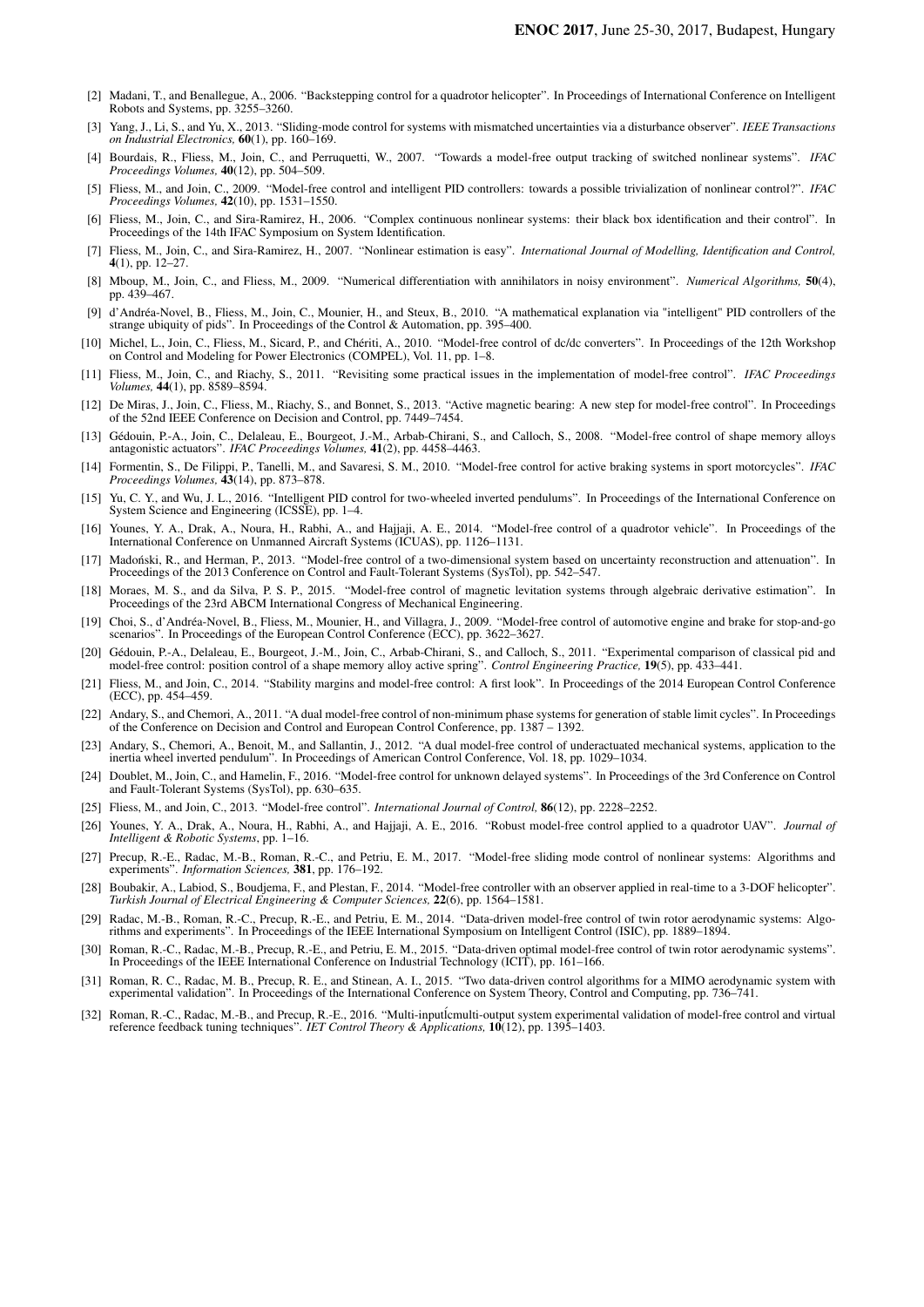[2] Madani, T., and Benallegue, A., 2006. "Backstepping control for a quadrotor helicopter". In Proceedings of International Conference on Intelligent Robots and Systems, pp. 3255–3260.

[3] Yang, J., Li, S., and Yu, X., 2013. "Sliding-mode control for systems with mismatched uncertainties via a disturbance observer". *IEEE Transactions on Industrial Electronics,* **60**(1), pp. 160–169.

[4] Bourdais, R., Fliess, M., Join, C., and Perruquetti, W., 2007. "Towards a model-free output tracking of switched nonlinear systems". *IFAC Proceedings Volumes,* **40**(12), pp. 504–509.

[5] Fliess, M., and Join, C., 2009. "Model-free control and intelligent PID controllers: towards a possible trivialization of nonlinear control?". *IFAC Proceedings Volumes,* **42**(10), pp. 1531–1550.

[6] Fliess, M., Join, C., and Sira-Ramirez, H., 2006. "Complex continuous nonlinear systems: their black box identification and their control". In Proceedings of the 14th IFAC Symposium on System Identification.

[7] Fliess, M., Join, C., and Sira-Ramirez, H., 2007. "Nonlinear estimation is easy". *International Journal of Modelling, Identification and Control,* **4**(1), pp. 12–27.

[8] Mboup, M., Join, C., and Fliess, M., 2009. "Numerical differentiation with annihilators in noisy environment". *Numerical Algorithms,* **50**(4), pp. 439–467.

[9] d'Andréa-Novel, B., Fliess, M., Join, C., Mounier, H., and Steux, B., 2010. "A mathematical explanation via "intelligent" PID controllers of the strange ubiquity of pids". In Proceedings of the Control & Automation, pp. 395–400.

[10] Michel, L., Join, C., Fliess, M., Sicard, P., and Chériti, A., 2010. "Model-free control of dc/dc converters". In Proceedings of the 12th Workshop on Control and Modeling for Power Electronics (COMPEL), Vol. 11, pp. 1–8.

[11] Fliess, M., Join, C., and Riachy, S., 2011. "Revisiting some practical issues in the implementation of model-free control". *IFAC Proceedings Volumes,* **44**(1), pp. 8589–8594.

[12] De Miras, J., Join, C., Fliess, M., Riachy, S., and Bonnet, S., 2013. "Active magnetic bearing: A new step for model-free control". In Proceedings of the 52nd IEEE Conference on Decision and Control, pp. 7449–7454.

[13] Gédouin, P.-A., Join, C., Delaleau, E., Bourgeot, J.-M., Arbab-Chirani, S., and Calloch, S., 2008. "Model-free control of shape memory alloys antagonistic actuators". *IFAC Proceedings Volumes,* **41**(2), pp. 4458–4463.

[14] Formentin, S., De Filippi, P., Tanelli, M., and Savaresi, S. M., 2010. "Model-free control for active braking systems in sport motorcycles". *IFAC Proceedings Volumes,* **43**(14), pp. 873–878.

[15] Yu, C. Y., and Wu, J. L., 2016. "Intelligent PID control for two-wheeled inverted pendulums". In Proceedings of the International Conference on System Science and Engineering (ICSSE), pp. 1–4.

[16] Younes, Y. A., Drak, A., Noura, H., Rabhi, A., and Hajjaji, A. E., 2014. "Model-free control of a quadrotor vehicle". In Proceedings of the International Conference on Unmanned Aircraft Systems (ICUAS), pp. 1126–1131.

[17] Madoński, R., and Herman, P., 2013. "Model-free control of a two-dimensional system based on uncertainty reconstruction and attenuation". In Proceedings of the 2013 Conference on Control and Fault-Tolerant Systems (SysTol), pp. 542–547.

[18] Moraes, M. S., and da Silva, P. S. P., 2015. "Model-free control of magnetic levitation systems through algebraic derivative estimation". In Proceedings of the 23rd ABCM International Congress of Mechanical Engineering.

[19] Choi, S., d'Andréa-Novel, B., Fliess, M., Mounier, H., and Villagra, J., 2009. "Model-free control of automotive engine and brake for stop-and-go scenarios". In Proceedings of the European Control Conference (ECC), pp. 3622–3627.

[20] Gédouin, P.-A., Delaleau, E., Bourgeot, J.-M., Join, C., Arbab-Chirani, S., and Calloch, S., 2011. "Experimental comparison of classical pid and model-free control: position control of a shape memory alloy active spring". *Control Engineering Practice,* **19**(5), pp. 433–441.

[21] Fliess, M., and Join, C., 2014. "Stability margins and model-free control: A first look". In Proceedings of the 2014 European Control Conference (ECC), pp. 454–459.

[22] Andary, S., and Chemori, A., 2011. "A dual model-free control of non-minimum phase systems for generation of stable limit cycles". In Proceedings of the Conference on Decision and Control and European Control Conference, pp. 1387 – 1392.

[23] Andary, S., Chemori, A., Benoit, M., and Sallantin, J., 2012. "A dual model-free control of underactuated mechanical systems, application to the inertia wheel inverted pendulum". In Proceedings of American Control Conference, Vol. 18, pp. 1029–1034.

[24] Doublet, M., Join, C., and Hamelin, F., 2016. "Model-free control for unknown delayed systems". In Proceedings of the 3rd Conference on Control and Fault-Tolerant Systems (SysTol), pp. 630–635.

[25] Fliess, M., and Join, C., 2013. "Model-free control". *International Journal of Control,* **86**(12), pp. 2228–2252.

[26] Younes, Y. A., Drak, A., Noura, H., Rabhi, A., and Hajjaji, A. E., 2016. "Robust model-free control applied to a quadrotor UAV". *Journal of Intelligent & Robotic Systems*, pp. 1–16.

[27] Precup, R.-E., Radac, M.-B., Roman, R.-C., and Petriu, E. M., 2017. "Model-free sliding mode control of nonlinear systems: Algorithms and experiments". *Information Sciences,* **381**, pp. 176–192.

[28] Boubakir, A., Labiod, S., Boudjema, F., and Plestan, F., 2014. "Model-free controller with an observer applied in real-time to a 3-DOF helicopter". *Turkish Journal of Electrical Engineering & Computer Sciences,* **22**(6), pp. 1564–1581.

[29] Radac, M.-B., Roman, R.-C., Precup, R.-E., and Petriu, E. M., 2014. "Data-driven model-free control of twin rotor aerodynamic systems: Algorithms and experiments". In Proceedings of the IEEE International Symposium on Intelligent Control (ISIC), pp. 1889–1894.

[30] Roman, R.-C., Radac, M.-B., Precup, R.-E., and Petriu, E. M., 2015. "Data-driven optimal model-free control of twin rotor aerodynamic systems". In Proceedings of the IEEE International Conference on Industrial Technology (ICIT), pp. 161–166.

[31] Roman, R. C., Radac, M. B., Precup, R. E., and Stinean, A. I., 2015. "Two data-driven control algorithms for a MIMO aerodynamic system with experimental validation". In Proceedings of the International Conference on System Theory, Control and Computing, pp. 736–741.

[32] Roman, R.-C., Radac, M.-B., and Precup, R.-E., 2016. "Multi-inputĺcmulti-output system experimental validation of model-free control and virtual reference feedback tuning techniques". *IET Control Theory & Applications,* **10**(12), pp. 1395–1403.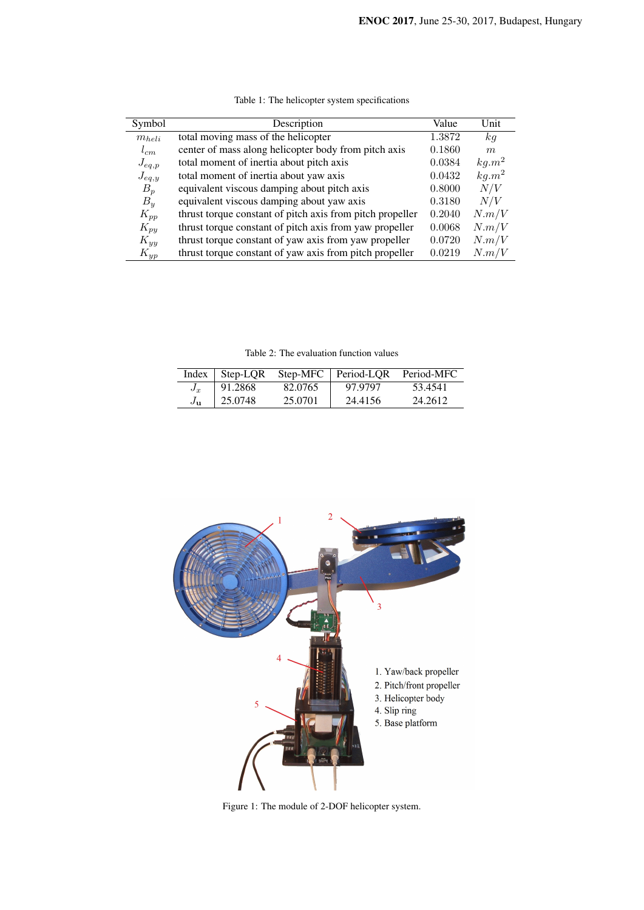Table 1: The helicopter system specifications

| Symbol | Description | Value | Unit |
|---|---|---|---|
| $m_{heli}$ | total moving mass of the helicopter | 1.3872 | $kg$ |
| $l_{cm}$ | center of mass along helicopter body from pitch axis | 0.1860 | $m$ |
| $J_{eq,p}$ | total moment of inertia about pitch axis | 0.0384 | $kg.m^2$ |
| $J_{eq,y}$ | total moment of inertia about yaw axis | 0.0432 | $kg.m^2$ |
| $B_p$ | equivalent viscous damping about pitch axis | 0.8000 | $N/V$ |
| $B_y$ | equivalent viscous damping about yaw axis | 0.3180 | $N/V$ |
| $K_{pp}$ | thrust torque constant of pitch axis from pitch propeller | 0.2040 | $N.m/V$ |
| $K_{py}$ | thrust torque constant of pitch axis from yaw propeller | 0.0068 | $N.m/V$ |
| $K_{yy}$ | thrust torque constant of yaw axis from yaw propeller | 0.0720 | $N.m/V$ |
| $K_{yp}$ | thrust torque constant of yaw axis from pitch propeller | 0.0219 | $N.m/V$ |

Table 2: The evaluation function values

| Index | Step-LQR | Step-MFC | Period-LQR | Period-MFC |
|---|---|---|---|---|
| $J_x$ | 91.2868 | 82.0765 | 97.9797 | 53.4541 |
| $J_{\mathbf{u}}$ | 25.0748 | 25.0701 | 24.4156 | 24.2612 |

1. Yaw/back propeller
2. Pitch/front propeller
3. Helicopter body
4. Slip ring
5. Base platform

Figure 1: The module of 2-DOF helicopter system.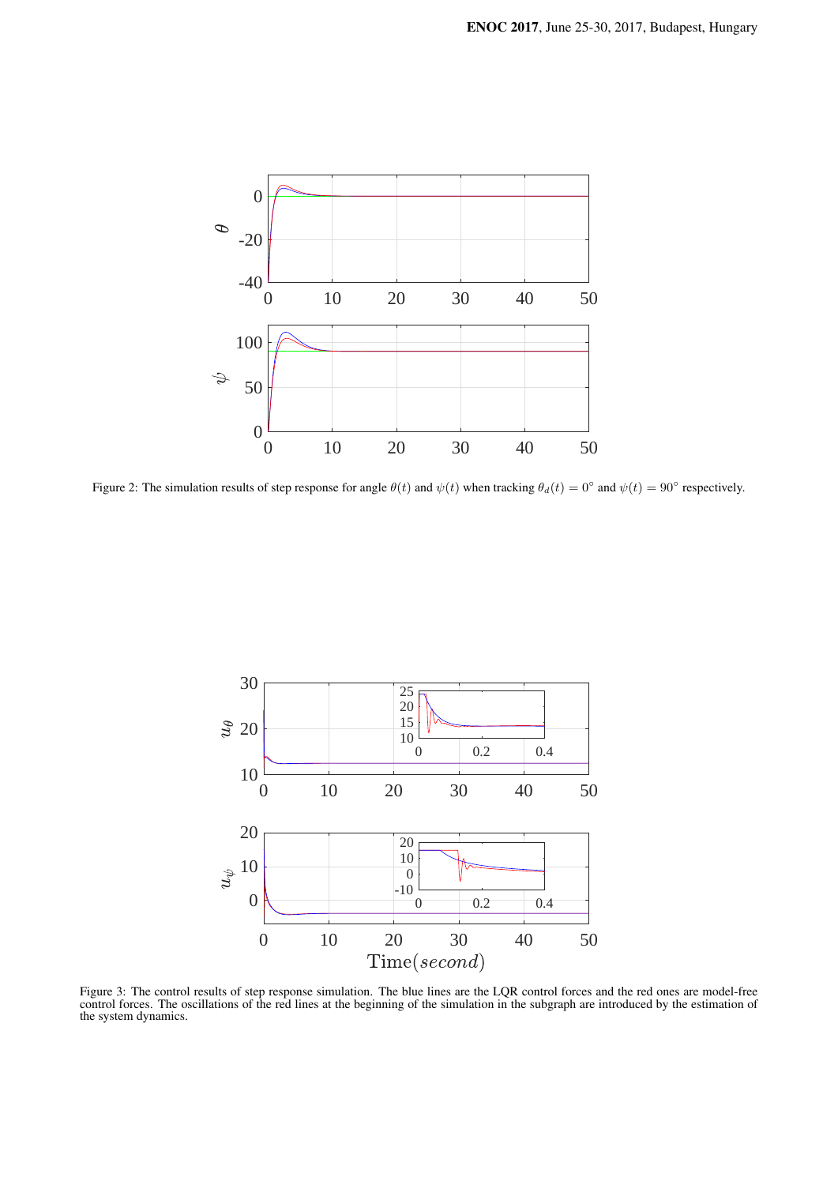Figure 2: The simulation results of step response for angle $\theta(t)$ and $\psi(t)$ when tracking $\theta_d(t) = 0^\circ$ and $\psi(t) = 90^\circ$ respectively.

Figure 3: The control results of step response simulation. The blue lines are the LQR control forces and the red ones are model-free control forces. The oscillations of the red lines at the beginning of the simulation in the subgraph are introduced by the estimation of the system dynamics.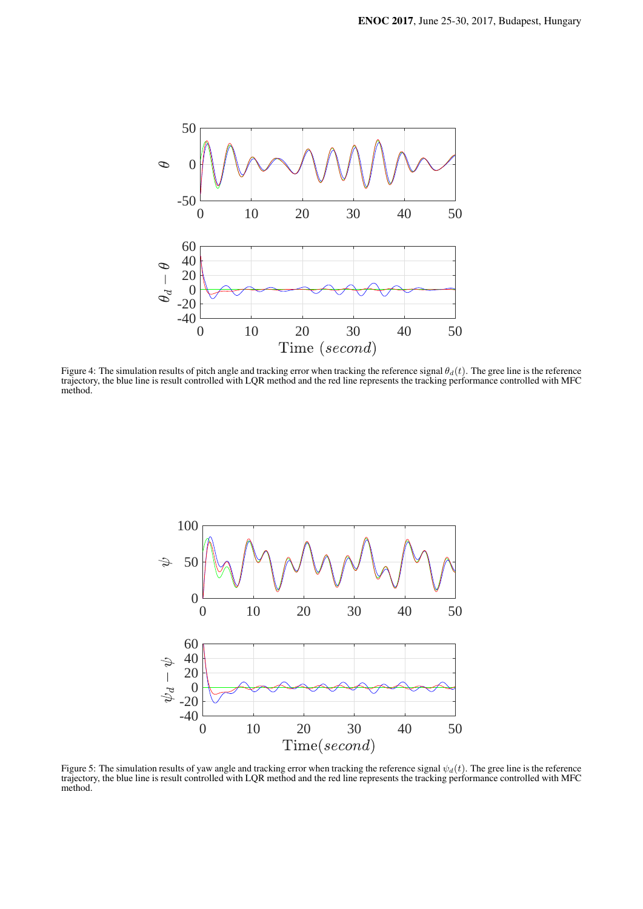Figure 4: The simulation results of pitch angle and tracking error when tracking the reference signal $\theta_d(t)$. The gree line is the reference trajectory, the blue line is result controlled with LQR method and the red line represents the tracking performance controlled with MFC method.

Figure 5: The simulation results of yaw angle and tracking error when tracking the reference signal $\psi_d(t)$. The gree line is the reference trajectory, the blue line is result controlled with LQR method and the red line represents the tracking performance controlled with MFC method.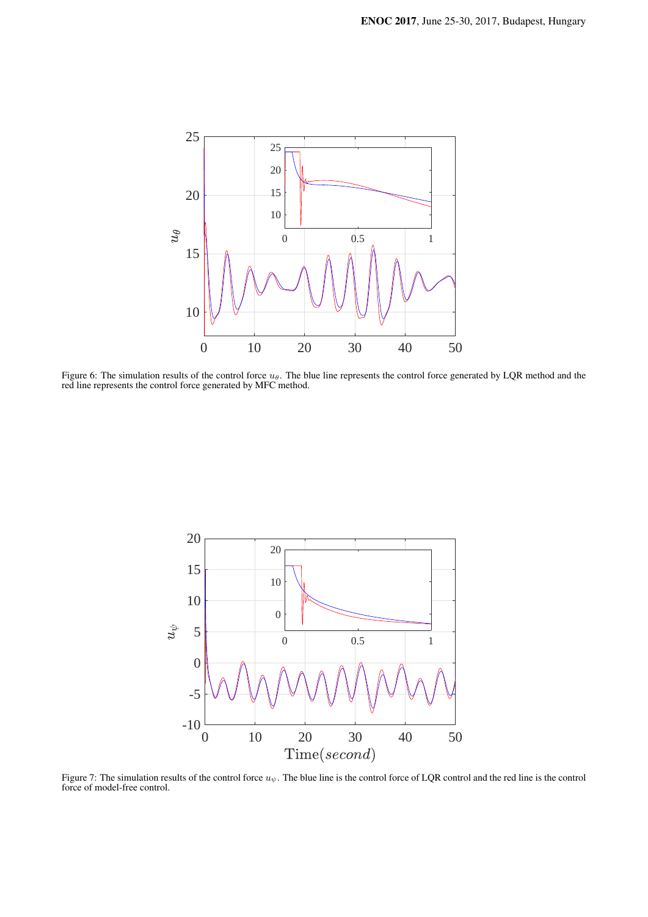25

20

$u_\theta$

15

10

0 10 20 30 40 50

25

20

15

10

0 0.5 1

Figure 6: The simulation results of the control force $u_\theta$. The blue line represents the control force generated by LQR method and the red line represents the control force generated by MFC method.

20

15

10

$u_\psi$

5

0

-5

-10

0 10 20 30 40 50

Time(*second*)

20

10

0

0 0.5 1

Figure 7: The simulation results of the control force $u_\psi$. The blue line is the control force of LQR control and the red line is the control force of model-free control.